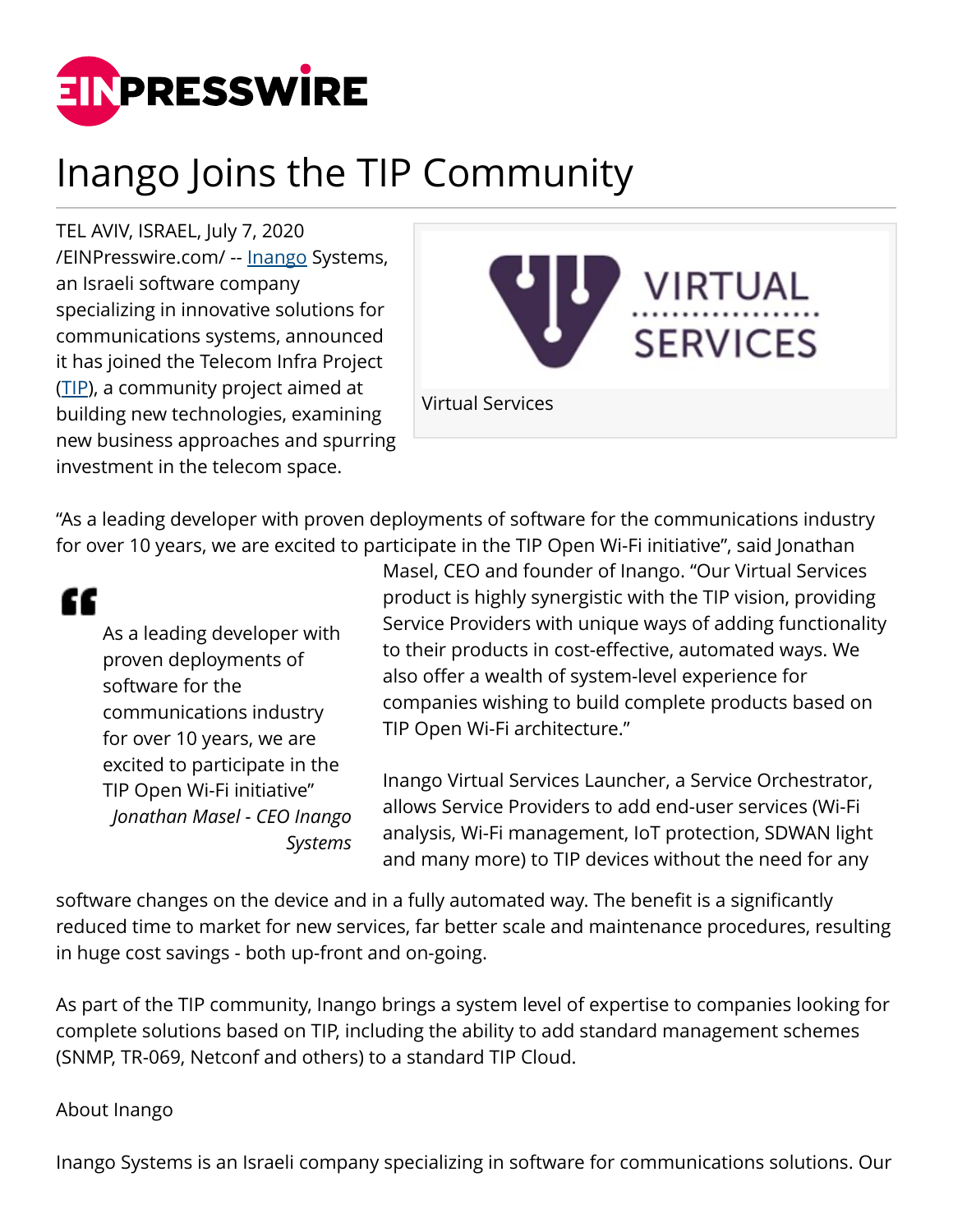# Inango Joins the TIP Community

TEL AVIV, ISRAEL, July 7, 2020 /EINPresswire.com/ -- Inango Systems, an Israeli software company specializing in innovative solutions for communications systems, announced it has joined the Telecom Infra Project (TIP), a community project aimed at building new technologies, examining new business approaches and spurring investment in the telecom space.

Virtual Services

"As a leading developer with proven deployments of software for the communications industry for over 10 years, we are excited to participate in the TIP Open Wi-Fi initiative", said Jonathan Masel, CEO and founder of Inango. "Our Virtual Services product is highly synergistic with the TIP vision, providing Service Providers with unique ways of adding functionality to their products in cost-effective, automated ways. We also offer a wealth of system-level experience for companies wishing to build complete products based on TIP Open Wi-Fi architecture."

> As a leading developer with proven deployments of software for the communications industry for over 10 years, we are excited to participate in the TIP Open Wi-Fi initiative"
>
> *Jonathan Masel - CEO Inango Systems*

Inango Virtual Services Launcher, a Service Orchestrator, allows Service Providers to add end-user services (Wi-Fi analysis, Wi-Fi management, IoT protection, SDWAN light and many more) to TIP devices without the need for any software changes on the device and in a fully automated way. The benefit is a significantly reduced time to market for new services, far better scale and maintenance procedures, resulting in huge cost savings - both up-front and on-going.

As part of the TIP community, Inango brings a system level of expertise to companies looking for complete solutions based on TIP, including the ability to add standard management schemes (SNMP, TR-069, Netconf and others) to a standard TIP Cloud.

About Inango

Inango Systems is an Israeli company specializing in software for communications solutions. Our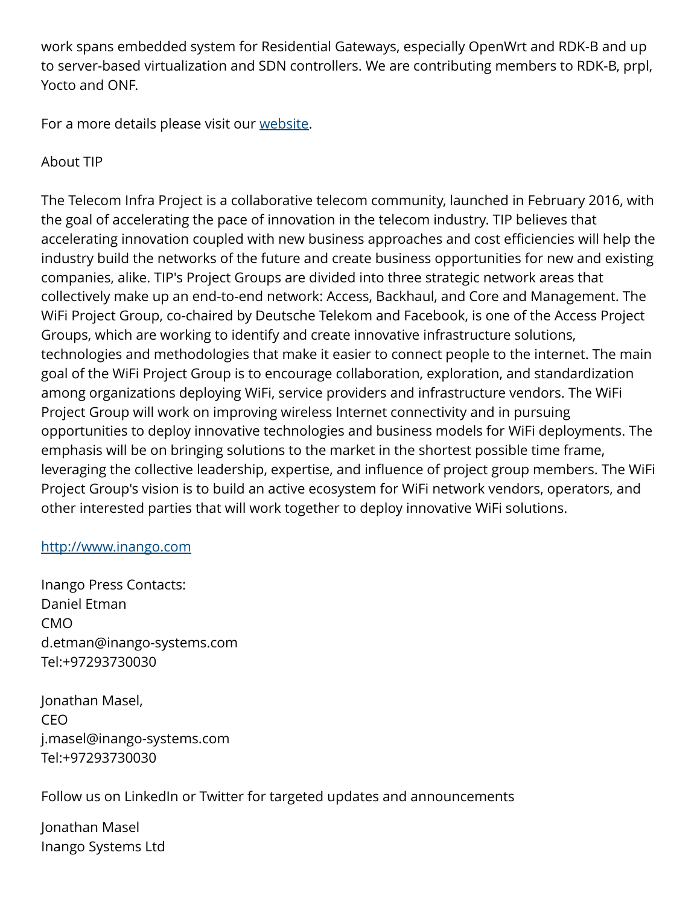work spans embedded system for Residential Gateways, especially OpenWrt and RDK-B and up to server-based virtualization and SDN controllers. We are contributing members to RDK-B, prpl, Yocto and ONF.

For a more details please visit our [website](http://www.inango.com).

About TIP

The Telecom Infra Project is a collaborative telecom community, launched in February 2016, with the goal of accelerating the pace of innovation in the telecom industry. TIP believes that accelerating innovation coupled with new business approaches and cost efficiencies will help the industry build the networks of the future and create business opportunities for new and existing companies, alike. TIP's Project Groups are divided into three strategic network areas that collectively make up an end-to-end network: Access, Backhaul, and Core and Management. The WiFi Project Group, co-chaired by Deutsche Telekom and Facebook, is one of the Access Project Groups, which are working to identify and create innovative infrastructure solutions, technologies and methodologies that make it easier to connect people to the internet. The main goal of the WiFi Project Group is to encourage collaboration, exploration, and standardization among organizations deploying WiFi, service providers and infrastructure vendors. The WiFi Project Group will work on improving wireless Internet connectivity and in pursuing opportunities to deploy innovative technologies and business models for WiFi deployments. The emphasis will be on bringing solutions to the market in the shortest possible time frame, leveraging the collective leadership, expertise, and influence of project group members. The WiFi Project Group's vision is to build an active ecosystem for WiFi network vendors, operators, and other interested parties that will work together to deploy innovative WiFi solutions.

[http://www.inango.com](http://www.inango.com)

Inango Press Contacts:
Daniel Etman
CMO
d.etman@inango-systems.com
Tel:+97293730030

Jonathan Masel,
CEO
j.masel@inango-systems.com
Tel:+97293730030

Follow us on LinkedIn or Twitter for targeted updates and announcements

Jonathan Masel
Inango Systems Ltd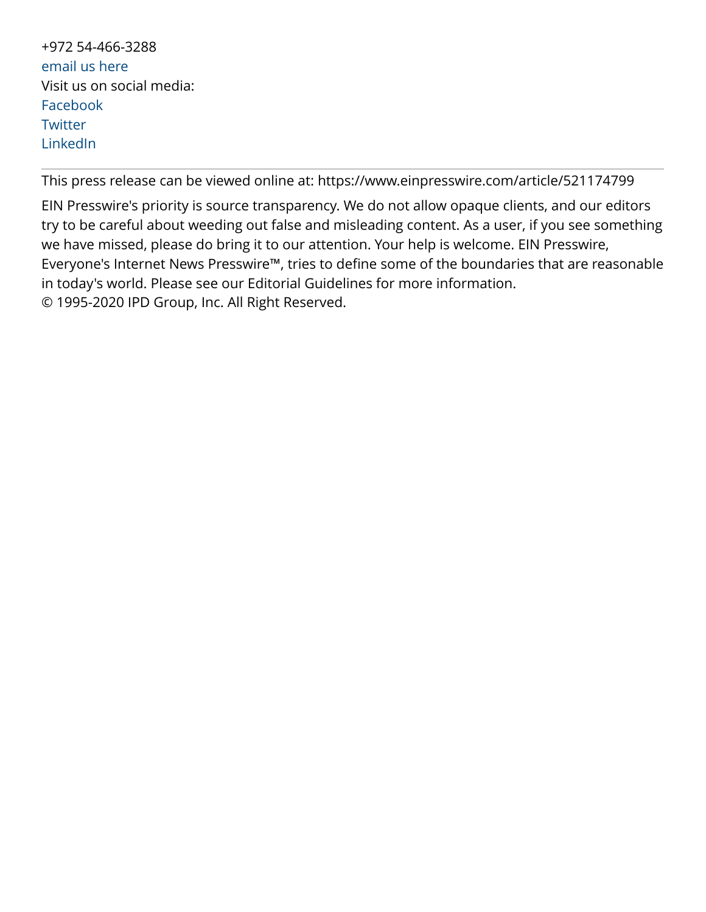+972 54-466-3288
email us here
Visit us on social media:
Facebook
Twitter
LinkedIn

---

This press release can be viewed online at: https://www.einpresswire.com/article/521174799

EIN Presswire's priority is source transparency. We do not allow opaque clients, and our editors try to be careful about weeding out false and misleading content. As a user, if you see something we have missed, please do bring it to our attention. Your help is welcome. EIN Presswire, Everyone's Internet News Presswire™, tries to define some of the boundaries that are reasonable in today's world. Please see our Editorial Guidelines for more information.
© 1995-2020 IPD Group, Inc. All Right Reserved.